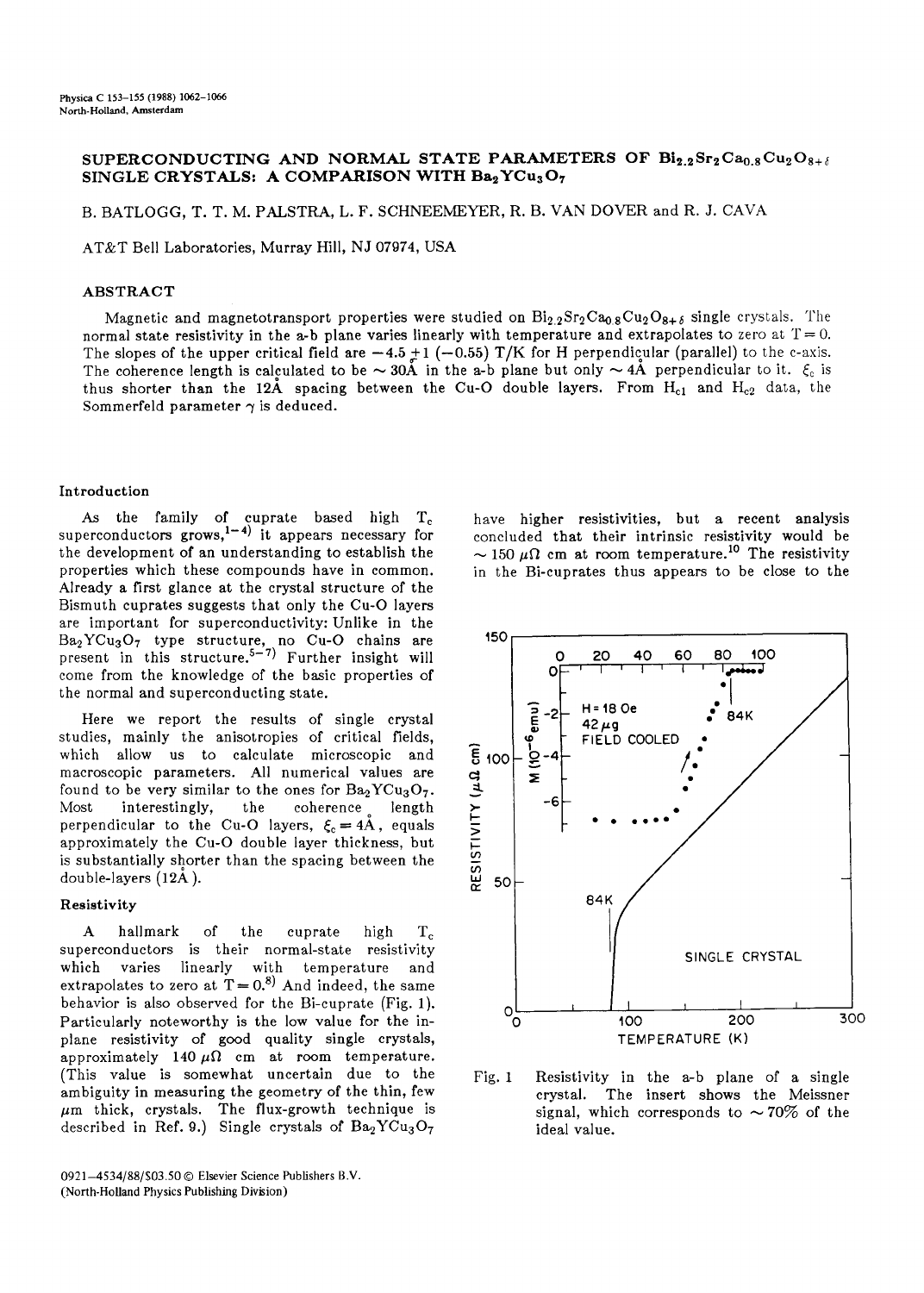# SUPERCONDUCTING AND NORMAL STATE PARAMETERS OF $Bi_{2.2}Sr_2Ca_{0.8}Cu_2O_{8+\delta}$ SINGLE CRYSTALS: A COMPARISON WITH $Ba_2YCu_3O_7$

B. BATLOGG, T. T. M. PALSTRA, L. F. SCHNEEMEYER, R. B. VAN DOVER and R. J. CAVA

AT&T Bell Laboratories, Murray Hill, NJ 07974, USA

## ABSTRACT

Magnetic and magnetotransport properties were studied on $Bi_{2.2}Sr_2Ca_{0.8}Cu_2O_{8+\delta}$ single crystals. The normal state resistivity in the a-b plane varies linearly with temperature and extrapolates to zero at T = 0. The slopes of the upper critical field are $-4.5 \pm 1$ ($-0.55$) T/K for H perpendicular (parallel) to the c-axis. The coherence length is calculated to be ~ 30Å in the a-b plane but only ~ 4Å perpendicular to it. $\xi_c$ is thus shorter than the 12Å spacing between the Cu-O double layers. From $H_{c1}$ and $H_{c2}$ data, the Sommerfeld parameter $\gamma$ is deduced.

### Introduction

As the family of cuprate based high $T_c$ superconductors grows,[1-4] it appears necessary for the development of an understanding to establish the properties which these compounds have in common. Already a first glance at the crystal structure of the Bismuth cuprates suggests that only the Cu-O layers are important for superconductivity: Unlike in the $Ba_2YCu_3O_7$ type structure, no Cu-O chains are present in this structure.[5-7] Further insight will come from the knowledge of the basic properties of the normal and superconducting state.

Here we report the results of single crystal studies, mainly the anisotropies of critical fields, which allow us to calculate microscopic and macroscopic parameters. All numerical values are found to be very similar to the ones for $Ba_2YCu_3O_7$. Most interestingly, the coherence length perpendicular to the Cu-O layers, $\xi_c = 4$Å, equals approximately the Cu-O double layer thickness, but is substantially shorter than the spacing between the double-layers (12Å).

### Resistivity

A hallmark of the cuprate high $T_c$ superconductors is their normal-state resistivity which varies linearly with temperature and extrapolates to zero at T = 0.[8] And indeed, the same behavior is also observed for the Bi-cuprate (Fig. 1). Particularly noteworthy is the low value for the in-plane resistivity of good quality single crystals, approximately 140 $\mu\Omega$ cm at room temperature. (This value is somewhat uncertain due to the ambiguity in measuring the geometry of the thin, few $\mu$m thick, crystals. The flux-growth technique is described in Ref. 9.) Single crystals of $Ba_2YCu_3O_7$ have higher resistivities, but a recent analysis concluded that their intrinsic resistivity would be ~ 150 $\mu\Omega$ cm at room temperature.[10] The resistivity in the Bi-cuprates thus appears to be close to the

Fig. 1 Resistivity in the a-b plane of a single crystal. The insert shows the Meissner signal, which corresponds to ~ 70% of the ideal value.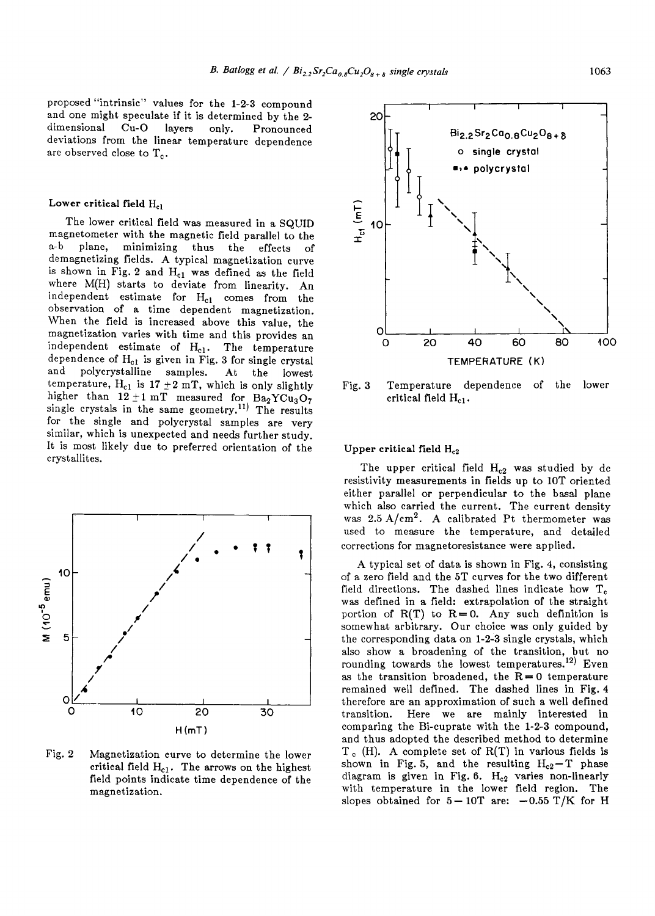proposed "intrinsic" values for the 1-2-3 compound and one might speculate if it is determined by the 2-dimensional Cu-O layers only. Pronounced deviations from the linear temperature dependence are observed close to $T_c$.

### Lower critical field $H_{c1}$

The lower critical field was measured in a SQUID magnetometer with the magnetic field parallel to the a-b plane, minimizing thus the effects of demagnetizing fields. A typical magnetization curve is shown in Fig. 2 and $H_{c1}$ was defined as the field where M(H) starts to deviate from linearity. An independent estimate for $H_{c1}$ comes from the observation of a time dependent magnetization. When the field is increased above this value, the magnetization varies with time and this provides an independent estimate of $H_{c1}$. The temperature dependence of $H_{c1}$ is given in Fig. 3 for single crystal and polycrystalline samples. At the lowest temperature, $H_{c1}$ is $17 \pm 2$ mT, which is only slightly higher than $12 \pm 1$ mT measured for $Ba_2YCu_3O_7$ single crystals in the same geometry.[11] The results for the single and polycrystal samples are very similar, which is unexpected and needs further study. It is most likely due to preferred orientation of the crystallites.

Fig. 2 Magnetization curve to determine the lower critical field $H_{c1}$. The arrows on the highest field points indicate time dependence of the magnetization.

Fig. 3 Temperature dependence of the lower critical field $H_{c1}$.

### Upper critical field $H_{c2}$

The upper critical field $H_{c2}$ was studied by dc resistivity measurements in fields up to 10T oriented either parallel or perpendicular to the basal plane which also carried the current. The current density was 2.5 $A/cm^2$. A calibrated Pt thermometer was used to measure the temperature, and detailed corrections for magnetoresistance were applied.

A typical set of data is shown in Fig. 4, consisting of a zero field and the 5T curves for the two different field directions. The dashed lines indicate how $T_c$ was defined in a field: extrapolation of the straight portion of R(T) to R = 0. Any such definition is somewhat arbitrary. Our choice was only guided by the corresponding data on 1-2-3 single crystals, which also show a broadening of the transition, but no rounding towards the lowest temperatures.[12] Even as the transition broadened, the R = 0 temperature remained well defined. The dashed lines in Fig. 4 therefore are an approximation of such a well defined transition. Here we are mainly interested in comparing the Bi-cuprate with the 1-2-3 compound, and thus adopted the described method to determine $T_c$ (H). A complete set of R(T) in various fields is shown in Fig. 5, and the resulting $H_{c2}-T$ phase diagram is given in Fig. 6. $H_{c2}$ varies non-linearly with temperature in the lower field region. The slopes obtained for 5 – 10T are: –0.55 T/K for H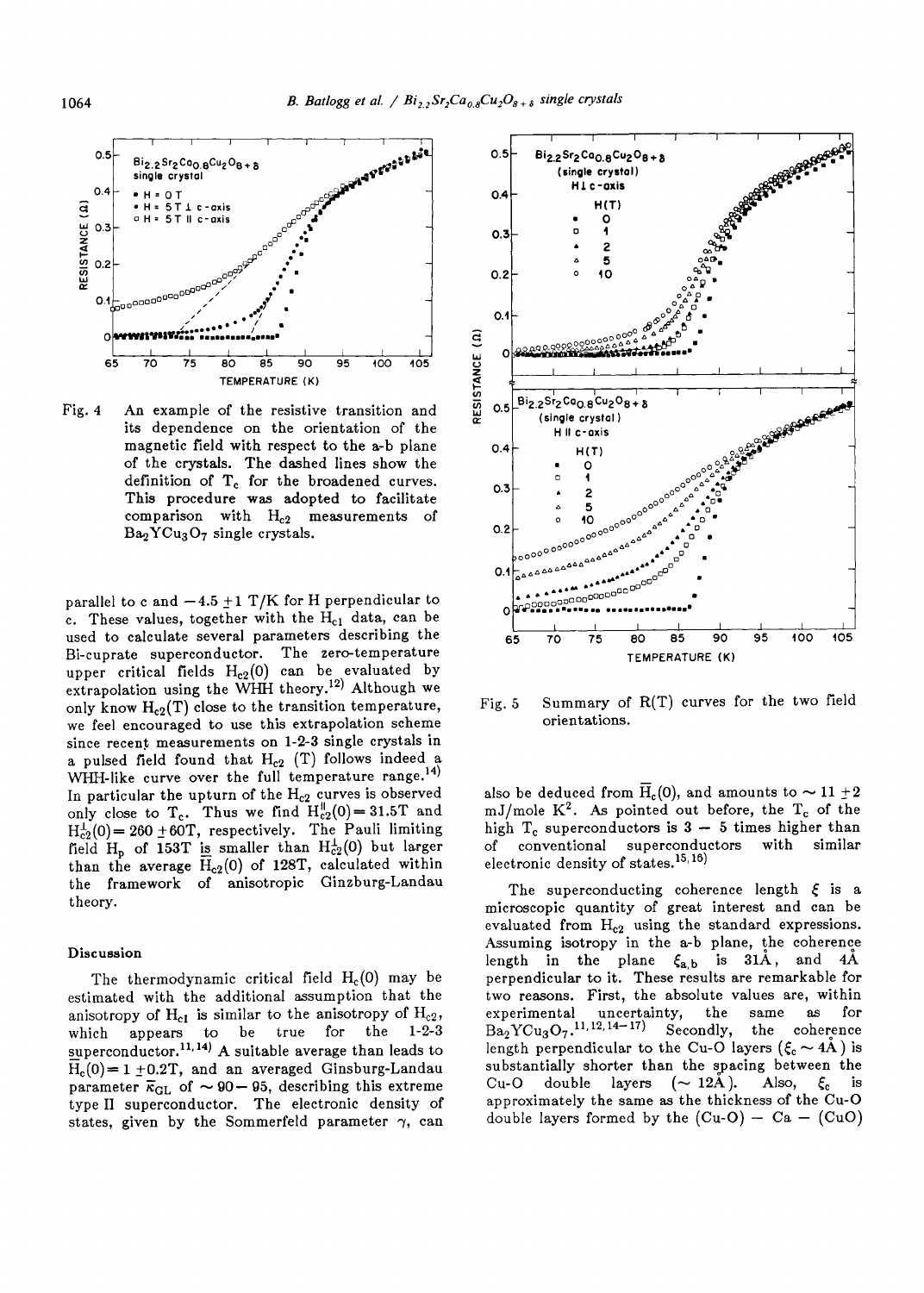Fig. 4 An example of the resistive transition and its dependence on the orientation of the magnetic field with respect to the a-b plane of the crystals. The dashed lines show the definition of $T_c$ for the broadened curves. This procedure was adopted to facilitate comparison with $H_{c2}$ measurements of $Ba_2YCu_3O_7$ single crystals.

parallel to c and $-4.5 \pm 1$ T/K for H perpendicular to c. These values, together with the $H_{c1}$ data, can be used to calculate several parameters describing the Bi-cuprate superconductor. The zero-temperature upper critical fields $H_{c2}(0)$ can be evaluated by extrapolation using the WHH theory.[12] Although we only know $H_{c2}(T)$ close to the transition temperature, we feel encouraged to use this extrapolation scheme since recent measurements on 1-2-3 single crystals in a pulsed field found that $H_{c2}$ (T) follows indeed a WHH-like curve over the full temperature range.[14] In particular the upturn of the $H_{c2}$ curves is observed only close to $T_c$. Thus we find $H_{c2}^{\parallel}(0) = 31.5$T and $H_{c2}^{\perp}(0) = 260 \pm 60$T, respectively. The Pauli limiting field $H_p$ of 153T is smaller than $H_{c2}^{\perp}(0)$ but larger than the average $\overline{H}_{c2}(0)$ of 128T, calculated within the framework of anisotropic Ginzburg-Landau theory.

## Discussion

The thermodynamic critical field $H_c(0)$ may be estimated with the additional assumption that the anisotropy of $H_{c1}$ is similar to the anisotropy of $H_{c2}$, which appears to be true for the 1-2-3 superconductor.[11,14] A suitable average than leads to $\overline{H}_c(0) = 1 \pm 0.2$T, and an averaged Ginsburg-Landau parameter $\overline{\kappa}_{GL}$ of $\sim 90-95$, describing this extreme type II superconductor. The electronic density of states, given by the Sommerfeld parameter $\gamma$, can also be deduced from $\overline{H}_c(0)$, and amounts to $\sim 11 \pm 2$ mJ/mole $K^2$. As pointed out before, the $T_c$ of the high $T_c$ superconductors is 3 – 5 times higher than of conventional superconductors with similar electronic density of states.[15,16]

Fig. 5 Summary of R(T) curves for the two field orientations.

The superconducting coherence length $\xi$ is a microscopic quantity of great interest and can be evaluated from $H_{c2}$ using the standard expressions. Assuming isotropy in the a-b plane, the coherence length in the plane $\xi_{a,b}$ is 31Å, and 4Å perpendicular to it. These results are remarkable for two reasons. First, the absolute values are, within experimental uncertainty, the same as for $Ba_2YCu_3O_7$.[11,12,14-17] Secondly, the coherence length perpendicular to the Cu-O layers ($\xi_c \sim 4$Å) is substantially shorter than the spacing between the Cu-O double layers ($\sim$ 12Å). Also, $\xi_c$ is approximately the same as the thickness of the Cu-O double layers formed by the (Cu-O) – Ca – (CuO)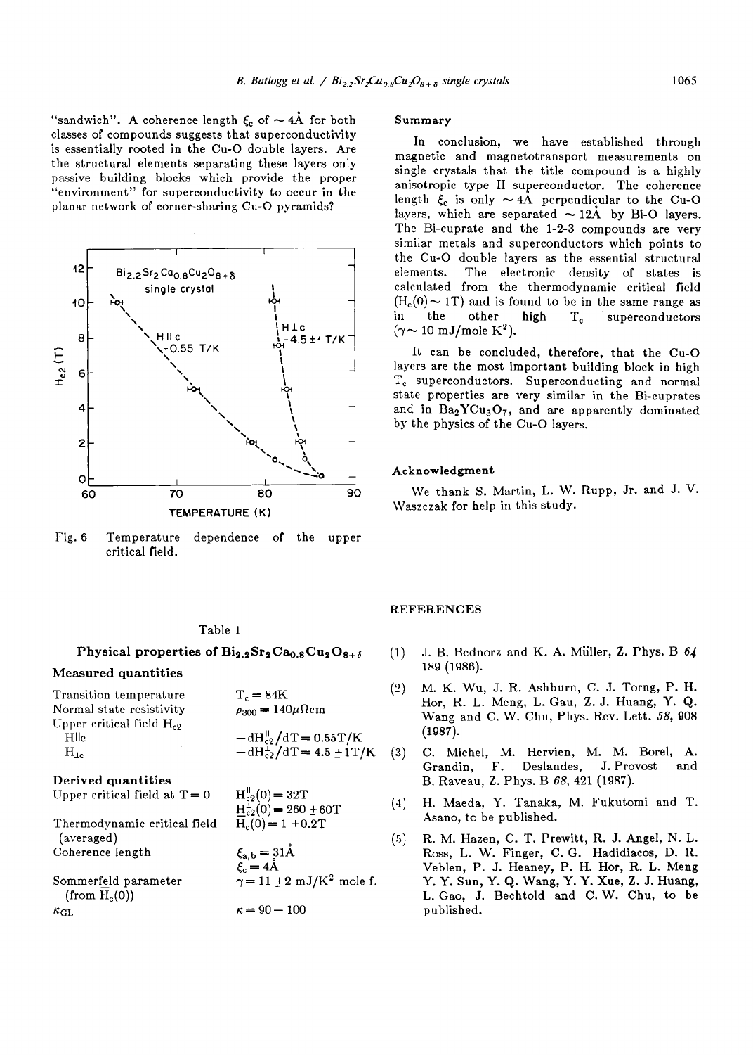"sandwich". A coherence length $\xi_c$ of $\sim 4\text{Å}$ for both classes of compounds suggests that superconductivity is essentially rooted in the Cu-O double layers. Are the structural elements separating these layers only passive building blocks which provide the proper "environment" for superconductivity to occur in the planar network of corner-sharing Cu-O pyramids?

Fig. 6 Temperature dependence of the upper critical field.

Table 1

**Physical properties of $Bi_{2.2}Sr_2Ca_{0.8}Cu_2O_{8+\delta}$**

| **Measured quantities** | |
|---|---|
| Transition temperature | $T_c = 84K$ |
| Normal state resistivity | $\rho_{300} = 140\mu\Omega cm$ |
| Upper critical field $H_{c2}$ | |
| H‖c | $-dH^{\parallel}_{c2}/dT = 0.55T/K$ |
| $H_{\perp c}$ | $-dH^{\perp}_{c2}/dT = 4.5 \pm 1T/K$ |
| **Derived quantities** | |
| Upper critical field at T = 0 | $H^{\parallel}_{c2}(0) = 32T$ |
| | $H^{\perp}_{c2}(0) = 260 \pm 60T$ |
| Thermodynamic critical field (averaged) | $\overline{H}_c(0) = 1 \pm 0.2T$ |
| Coherence length | $\xi_{a,b} = 31\text{Å}$ |
| | $\xi_c = 4\text{Å}$ |
| Sommerfeld parameter (from $\overline{H}_c(0)$) | $\gamma = 11 \pm 2$ mJ/$K^2$ mole f. |
| $\kappa_{GL}$ | $\kappa = 90 - 100$ |

## Summary

In conclusion, we have established through magnetic and magnetotransport measurements on single crystals that the title compound is a highly anisotropic type II superconductor. The coherence length $\xi_c$ is only $\sim 4\text{Å}$ perpendicular to the Cu-O layers, which are separated $\sim 12\text{Å}$ by Bi-O layers. The Bi-cuprate and the 1-2-3 compounds are very similar metals and superconductors which points to the Cu-O double layers as the essential structural elements. The electronic density of states is calculated from the thermodynamic critical field ($H_c(0) \sim 1T$) and is found to be in the same range as in the other high $T_c$ superconductors ($\gamma \sim 10$ mJ/mole $K^2$).

It can be concluded, therefore, that the Cu-O layers are the most important building block in high $T_c$ superconductors. Superconducting and normal state properties are very similar in the Bi-cuprates and in $Ba_2YCu_3O_7$, and are apparently dominated by the physics of the Cu-O layers.

## Acknowledgment

We thank S. Martin, L. W. Rupp, Jr. and J. V. Waszczak for help in this study.

## REFERENCES

(1) J. B. Bednorz and K. A. Müller, Z. Phys. B 64 189 (1986).

(2) M. K. Wu, J. R. Ashburn, C. J. Torng, P. H. Hor, R. L. Meng, L. Gau, Z. J. Huang, Y. Q. Wang and C. W. Chu, Phys. Rev. Lett. 58, 908 (1987).

(3) C. Michel, M. Hervien, M. M. Borel, A. Grandin, F. Deslandes, J. Provost and B. Raveau, Z. Phys. B 68, 421 (1987).

(4) H. Maeda, Y. Tanaka, M. Fukutomi and T. Asano, to be published.

(5) R. M. Hazen, C. T. Prewitt, R. J. Angel, N. L. Ross, L. W. Finger, C. G. Hadidiacos, D. R. Veblen, P. J. Heaney, P. H. Hor, R. L. Meng Y. Y. Sun, Y. Q. Wang, Y. Y. Xue, Z. J. Huang, L. Gao, J. Bechtold and C. W. Chu, to be published.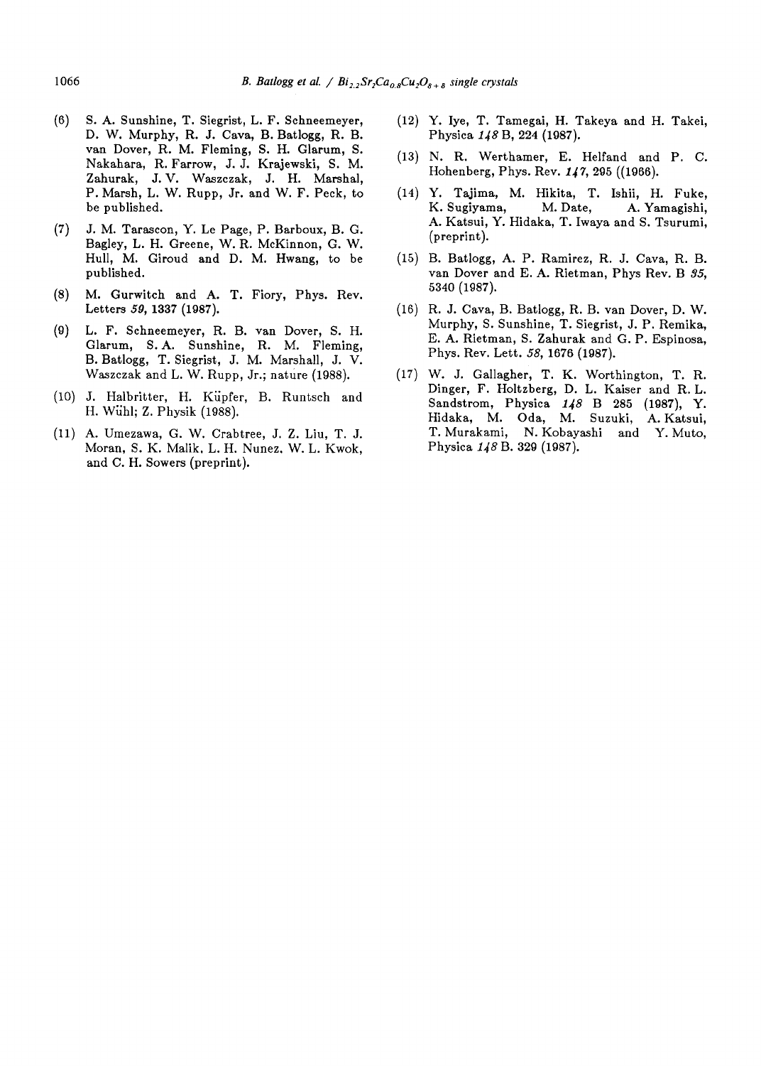(6) S. A. Sunshine, T. Siegrist, L. F. Schneemeyer, D. W. Murphy, R. J. Cava, B. Batlogg, R. B. van Dover, R. M. Fleming, S. H. Glarum, S. Nakahara, R. Farrow, J. J. Krajewski, S. M. Zahurak, J. V. Waszczak, J. H. Marshal, P. Marsh, L. W. Rupp, Jr. and W. F. Peck, to be published.

(7) J. M. Tarascon, Y. Le Page, P. Barboux, B. G. Bagley, L. H. Greene, W. R. McKinnon, G. W. Hull, M. Giroud and D. M. Hwang, to be published.

(8) M. Gurwitch and A. T. Fiory, Phys. Rev. Letters *59*, 1337 (1987).

(9) L. F. Schneemeyer, R. B. van Dover, S. H. Glarum, S. A. Sunshine, R. M. Fleming, B. Batlogg, T. Siegrist, J. M. Marshall, J. V. Waszczak and L. W. Rupp, Jr.; nature (1988).

(10) J. Halbritter, H. Küpfer, B. Runtsch and H. Wühl; Z. Physik (1988).

(11) A. Umezawa, G. W. Crabtree, J. Z. Liu, T. J. Moran, S. K. Malik, L. H. Nunez, W. L. Kwok, and C. H. Sowers (preprint).

(12) Y. Iye, T. Tamegai, H. Takeya and H. Takei, Physica *148* B, 224 (1987).

(13) N. R. Werthamer, E. Helfand and P. C. Hohenberg, Phys. Rev. *147*, 295 ((1966).

(14) Y. Tajima, M. Hikita, T. Ishii, H. Fuke, K. Sugiyama, M. Date, A. Yamagishi, A. Katsui, Y. Hidaka, T. Iwaya and S. Tsurumi, (preprint).

(15) B. Batlogg, A. P. Ramirez, R. J. Cava, R. B. van Dover and E. A. Rietman, Phys Rev. B *35*, 5340 (1987).

(16) R. J. Cava, B. Batlogg, R. B. van Dover, D. W. Murphy, S. Sunshine, T. Siegrist, J. P. Remika, E. A. Rietman, S. Zahurak and G. P. Espinosa, Phys. Rev. Lett. *58*, 1676 (1987).

(17) W. J. Gallagher, T. K. Worthington, T. R. Dinger, F. Holtzberg, D. L. Kaiser and R. L. Sandstrom, Physica *148* B 285 (1987), Y. Hidaka, M. Oda, M. Suzuki, A. Katsui, T. Murakami, N. Kobayashi and Y. Muto, Physica *148* B. 329 (1987).